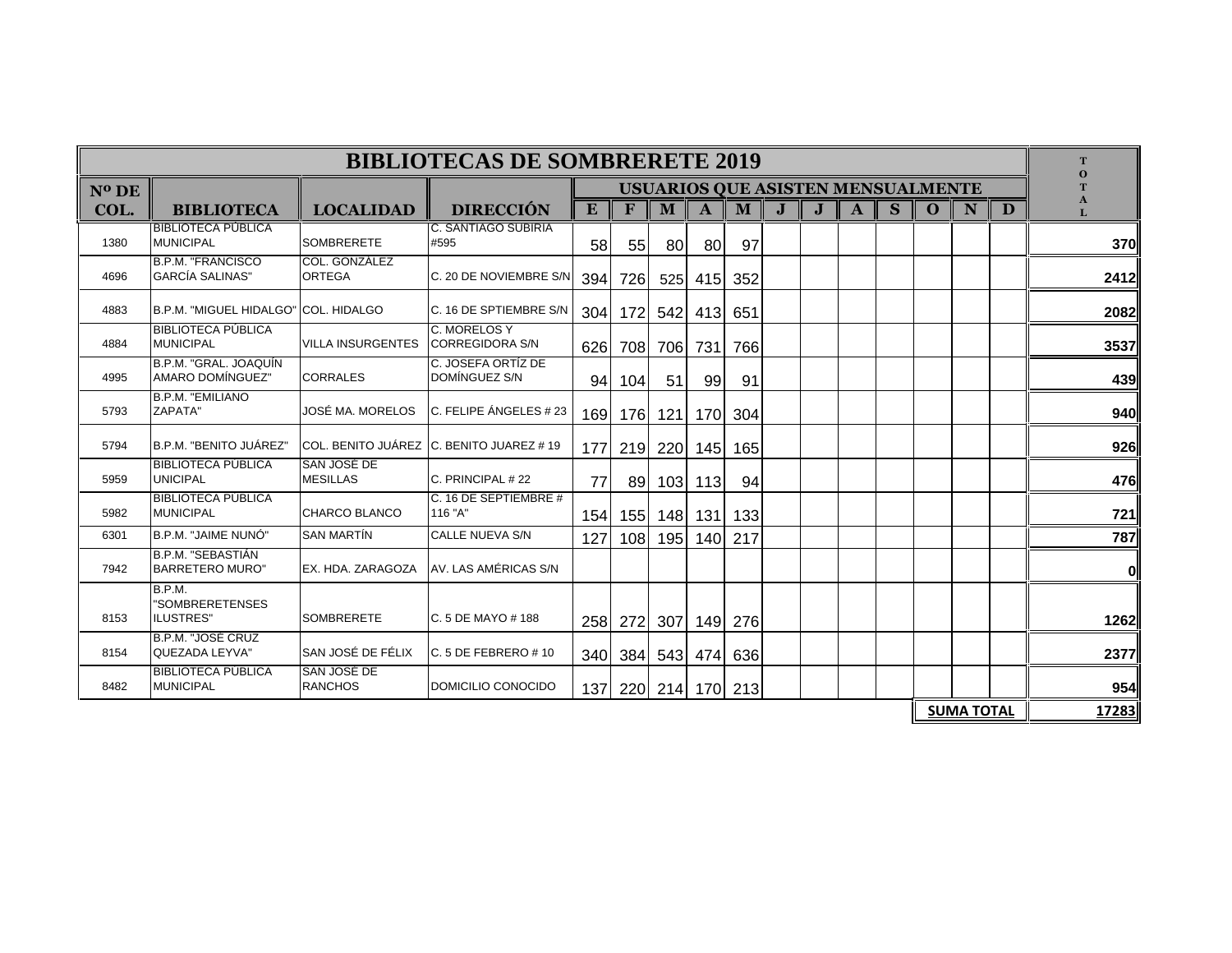# BIBLIOTECAS DE SOMBRERETE 2019

| Nº DE COL. | BIBLIOTECA | LOCALIDAD | DIRECCIÓN | USUARIOS QUE ASISTEN MENSUALMENTE | | | | | | | | | | | | TOTAL |
|---|---|---|---|---|---|---|---|---|---|---|---|---|---|---|---|---|
| | | | | E | F | M | A | M | J | J | A | S | O | N | D | |
| 1380 | BIBLIOTECA PÚBLICA MUNICIPAL | SOMBRERETE | C. SANTIAGO SUBIRIA #595 | 58 | 55 | 80 | 80 | 97 | | | | | | | | 370 |
| 4696 | B.P.M. "FRANCISCO GARCÍA SALINAS" | COL. GONZÁLEZ ORTEGA | C. 20 DE NOVIEMBRE S/N | 394 | 726 | 525 | 415 | 352 | | | | | | | | 2412 |
| 4883 | B.P.M. "MIGUEL HIDALGO" | COL. HIDALGO | C. 16 DE SPTIEMBRE S/N | 304 | 172 | 542 | 413 | 651 | | | | | | | | 2082 |
| 4884 | BIBLIOTECA PÚBLICA MUNICIPAL | VILLA INSURGENTES | C. MORELOS Y CORREGIDORA S/N | 626 | 708 | 706 | 731 | 766 | | | | | | | | 3537 |
| 4995 | B.P.M. "GRAL. JOAQUÍN AMARO DOMÍNGUEZ" | CORRALES | C. JOSEFA ORTÍZ DE DOMÍNGUEZ S/N | 94 | 104 | 51 | 99 | 91 | | | | | | | | 439 |
| 5793 | B.P.M. "EMILIANO ZAPATA" | JOSÉ MA. MORELOS | C. FELIPE ÁNGELES # 23 | 169 | 176 | 121 | 170 | 304 | | | | | | | | 940 |
| 5794 | B.P.M. "BENITO JUÁREZ" | COL. BENITO JUÁREZ | C. BENITO JUAREZ # 19 | 177 | 219 | 220 | 145 | 165 | | | | | | | | 926 |
| 5959 | BIBLIOTECA PÚBLICA UNICIPAL | SAN JOSÉ DE MESILLAS | C. PRINCIPAL # 22 | 77 | 89 | 103 | 113 | 94 | | | | | | | | 476 |
| 5982 | BIBLIOTECA PÚBLICA MUNICIPAL | CHARCO BLANCO | C. 16 DE SEPTIEMBRE # 116 "A" | 154 | 155 | 148 | 131 | 133 | | | | | | | | 721 |
| 6301 | B.P.M. "JAIME NUNÓ" | SAN MARTÍN | CALLE NUEVA S/N | 127 | 108 | 195 | 140 | 217 | | | | | | | | 787 |
| 7942 | B.P.M. "SEBASTIÁN BARRETERO MURO" | EX. HDA. ZARAGOZA | AV. LAS AMÉRICAS S/N | | | | | | | | | | | | | 0 |
| 8153 | B.P.M. "SOMBRERETENSES ILUSTRES" | SOMBRERETE | C. 5 DE MAYO # 188 | 258 | 272 | 307 | 149 | 276 | | | | | | | | 1262 |
| 8154 | B.P.M. "JOSÉ CRUZ QUEZADA LEYVA" | SAN JOSÉ DE FÉLIX | C. 5 DE FEBRERO # 10 | 340 | 384 | 543 | 474 | 636 | | | | | | | | 2377 |
| 8482 | BIBLIOTECA PÚBLICA MUNICIPAL | SAN JOSÉ DE RANCHOS | DOMICILIO CONOCIDO | 137 | 220 | 214 | 170 | 213 | | | | | | | | 954 |
| | | | | | | | | | | | | | SUMA TOTAL | | | 17283 |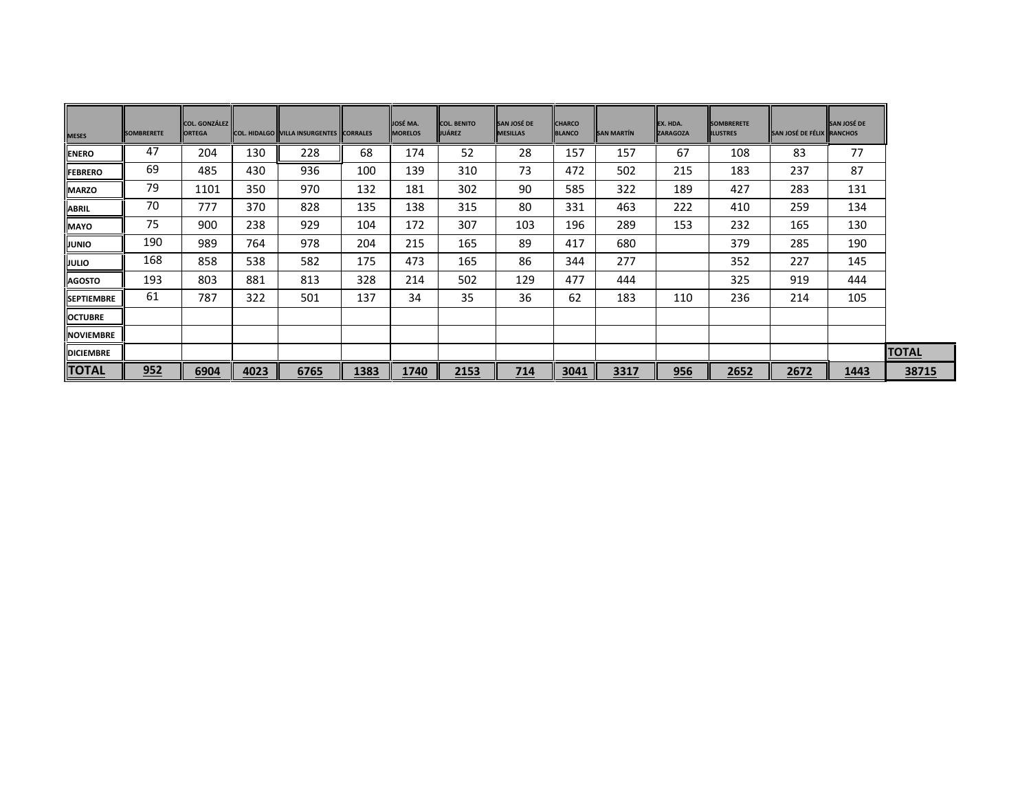| MESES | SOMBRERETE | COL. GONZÁLEZ ORTEGA | COL. HIDALGO | VILLA INSURGENTES | CORRALES | JOSÉ MA. MORELOS | COL. BENITO JUÁREZ | SAN JOSÉ DE MESILLAS | CHARCO BLANCO | SAN MARTÍN | EX. HDA. ZARAGOZA | SOMBRERETE ILUSTRES | SAN JOSÉ DE FÉLIX | SAN JOSÉ DE RANCHOS | |
|---|---|---|---|---|---|---|---|---|---|---|---|---|---|---|---|
| ENERO | 47 | 204 | 130 | 228 | 68 | 174 | 52 | 28 | 157 | 157 | 67 | 108 | 83 | 77 | |
| FEBRERO | 69 | 485 | 430 | 936 | 100 | 139 | 310 | 73 | 472 | 502 | 215 | 183 | 237 | 87 | |
| MARZO | 79 | 1101 | 350 | 970 | 132 | 181 | 302 | 90 | 585 | 322 | 189 | 427 | 283 | 131 | |
| ABRIL | 70 | 777 | 370 | 828 | 135 | 138 | 315 | 80 | 331 | 463 | 222 | 410 | 259 | 134 | |
| MAYO | 75 | 900 | 238 | 929 | 104 | 172 | 307 | 103 | 196 | 289 | 153 | 232 | 165 | 130 | |
| JUNIO | 190 | 989 | 764 | 978 | 204 | 215 | 165 | 89 | 417 | 680 | | 379 | 285 | 190 | |
| JULIO | 168 | 858 | 538 | 582 | 175 | 473 | 165 | 86 | 344 | 277 | | 352 | 227 | 145 | |
| AGOSTO | 193 | 803 | 881 | 813 | 328 | 214 | 502 | 129 | 477 | 444 | | 325 | 919 | 444 | |
| SEPTIEMBRE | 61 | 787 | 322 | 501 | 137 | 34 | 35 | 36 | 62 | 183 | 110 | 236 | 214 | 105 | |
| OCTUBRE | | | | | | | | | | | | | | | |
| NOVIEMBRE | | | | | | | | | | | | | | | |
| DICIEMBRE | | | | | | | | | | | | | | | **TOTAL** |
| **TOTAL** | **952** | **6904** | **4023** | **6765** | **1383** | **1740** | **2153** | **714** | **3041** | **3317** | **956** | **2652** | **2672** | **1443** | **38715** |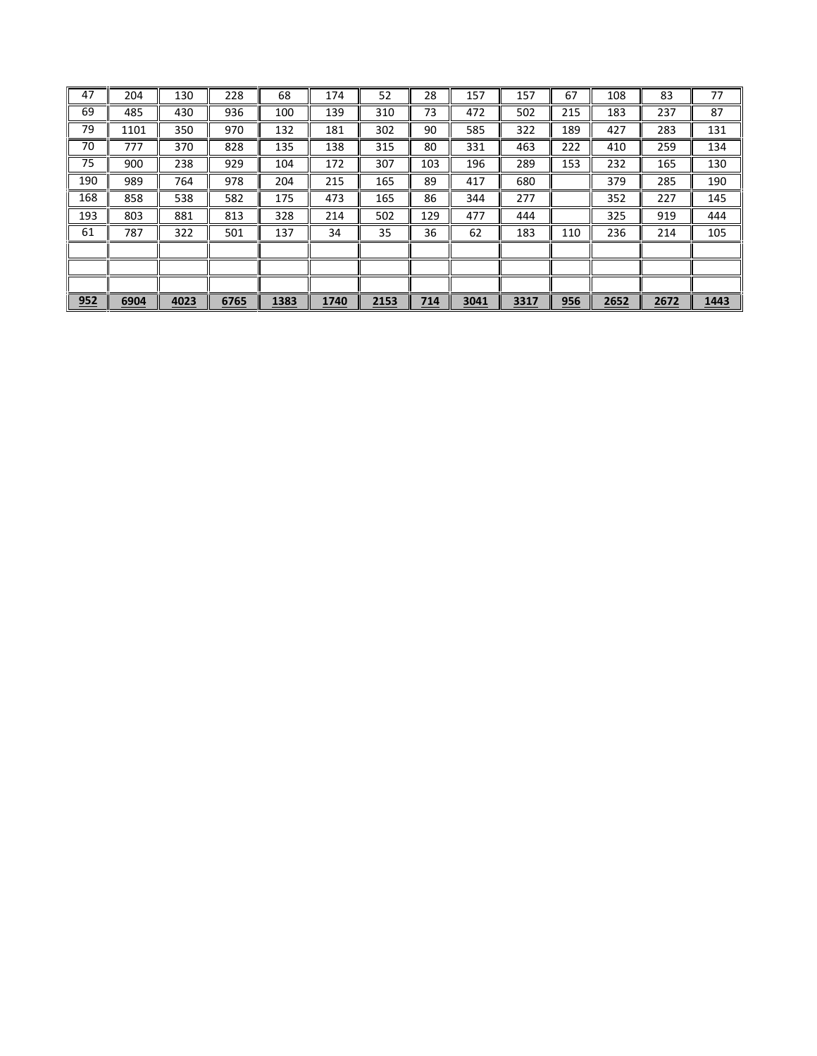| | | | | | | | | | | | | | |
|---|---|---|---|---|---|---|---|---|---|---|---|---|---|
| 47 | 204 | 130 | 228 | 68 | 174 | 52 | 28 | 157 | 157 | 67 | 108 | 83 | 77 |
| 69 | 485 | 430 | 936 | 100 | 139 | 310 | 73 | 472 | 502 | 215 | 183 | 237 | 87 |
| 79 | 1101 | 350 | 970 | 132 | 181 | 302 | 90 | 585 | 322 | 189 | 427 | 283 | 131 |
| 70 | 777 | 370 | 828 | 135 | 138 | 315 | 80 | 331 | 463 | 222 | 410 | 259 | 134 |
| 75 | 900 | 238 | 929 | 104 | 172 | 307 | 103 | 196 | 289 | 153 | 232 | 165 | 130 |
| 190 | 989 | 764 | 978 | 204 | 215 | 165 | 89 | 417 | 680 | | 379 | 285 | 190 |
| 168 | 858 | 538 | 582 | 175 | 473 | 165 | 86 | 344 | 277 | | 352 | 227 | 145 |
| 193 | 803 | 881 | 813 | 328 | 214 | 502 | 129 | 477 | 444 | | 325 | 919 | 444 |
| 61 | 787 | 322 | 501 | 137 | 34 | 35 | 36 | 62 | 183 | 110 | 236 | 214 | 105 |
| | | | | | | | | | | | | | |
| | | | | | | | | | | | | | |
| | | | | | | | | | | | | | |
| **952** | **6904** | **4023** | **6765** | **1383** | **1740** | **2153** | **714** | **3041** | **3317** | **956** | **2652** | **2672** | **1443** |